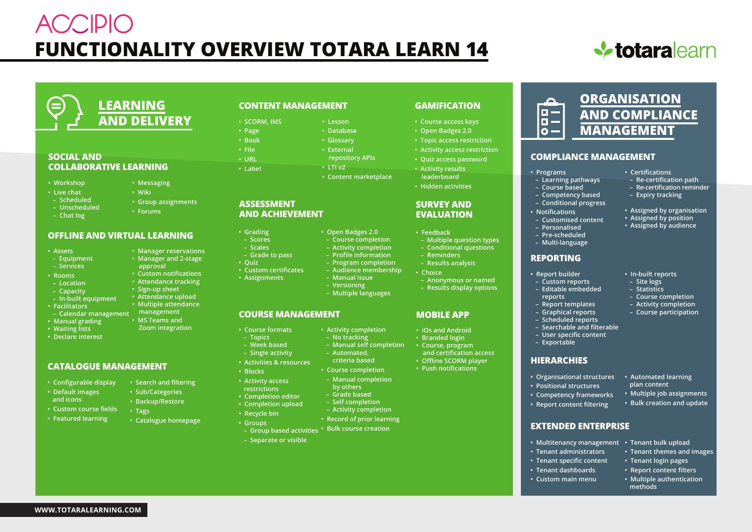ACCIPIO

# FUNCTIONALITY OVERVIEW TOTARA LEARN 14

totaralearn

## LEARNING AND DELIVERY

### SOCIAL AND COLLABORATIVE LEARNING

- Workshop
- Live chat
  - Scheduled
  - Unscheduled
  - Chat log
- Messaging
- Wiki
- Group assignments
- Forums

### OFFLINE AND VIRTUAL LEARNING

- Assets
  - Equipment
  - Services
- Rooms
  - Location
  - Capacity
  - In-built equipment
- Facilitators
  - Calendar management
- Manual grading
- Waiting lists
- Declare interest
- Manager reservations
- Manager and 2-stage approval
- Custom notifications
- Attendance tracking
- Sign-up sheet
- Attendance upload
- Multiple attendance management
- MS Teams and Zoom integration

### CATALOGUE MANAGEMENT

- Configurable display
- Default images and icons
- Custom course fields
- Featured learning
- Search and filtering
- Sub/Categories
- Backup/Restore
- Tags
- Catalogue homepage

### CONTENT MANAGEMENT

- SCORM, IMS
- Page
- Book
- File
- URL
- Label
- Lesson
- Database
- Glossary
- External repository APIs
- LTI v2
- Content marketplace

### ASSESSMENT AND ACHIEVEMENT

- Grading
  - Scores
  - Scales
  - Grade to pass
- Quiz
- Custom certificates
- Assignments
- Open Badges 2.0
  - Course completion
  - Activity completion
  - Profile information
  - Program completion
  - Audience membership
  - Manual issue
  - Versioning
  - Multiple languages

### COURSE MANAGEMENT

- Course formats
  - Topics
  - Week based
  - Single activity
- Activities & resources
- Blocks
- Activity access restrictions
- Completion editor
- Completion upload
- Recycle bin
- Groups
  - Group based activities
  - Separate or visible
- Activity completion
  - No tracking
  - Manual self completion
  - Automated, criteria based
- Course completion
  - Manual completion by others
  - Grade based
  - Self completion
  - Activity completion
- Record of prior learning
- Bulk course creation

### GAMIFICATION

- Course access keys
- Open Badges 2.0
- Topic access restriction
- Activity access restriction
- Quiz access password
- Activity results leaderboard
- Hidden activities

### SURVEY AND EVALUATION

- Feedback
  - Multiple question types
  - Conditional questions
  - Reminders
  - Results analysis
- Choice
  - Anonymous or named
  - Results display options

### MOBILE APP

- iOs and Android
- Branded login
- Course, program and certification access
- Offline SCORM player
- Push notifications

## ORGANISATION AND COMPLIANCE MANAGEMENT

### COMPLIANCE MANAGEMENT

- Programs
  - Learning pathways
  - Course based
  - Competency based
  - Conditional progress
- Notifications
  - Customised content
  - Personalised
  - Pre-scheduled
  - Multi-language
- Certifications
  - Re-certification path
  - Re-certification reminder
  - Expiry tracking
- Assigned by organisation
- Assigned by position
- Assigned by audience

### REPORTING

- Report builder
  - Custom reports
  - Editable embedded reports
  - Report templates
  - Graphical reports
  - Scheduled reports
  - Searchable and filterable
  - User specific content
  - Exportable
- In-built reports
  - Site logs
  - Statistics
  - Course completion
  - Activity completion
  - Course participation

### HIERARCHIES

- Organisational structures
- Positional structures
- Competency frameworks
- Report content filtering
- Automated learning plan content
- Multiple job assignments
- Bulk creation and update

### EXTENDED ENTERPRISE

- Multitenancy management
- Tenant administrators
- Tenant specific content
- Tenant dashboards
- Custom main menu
- Tenant bulk upload
- Tenant themes and images
- Tenant login pages
- Report content filters
- Multiple authentication methods

WWW.TOTARALEARNING.COM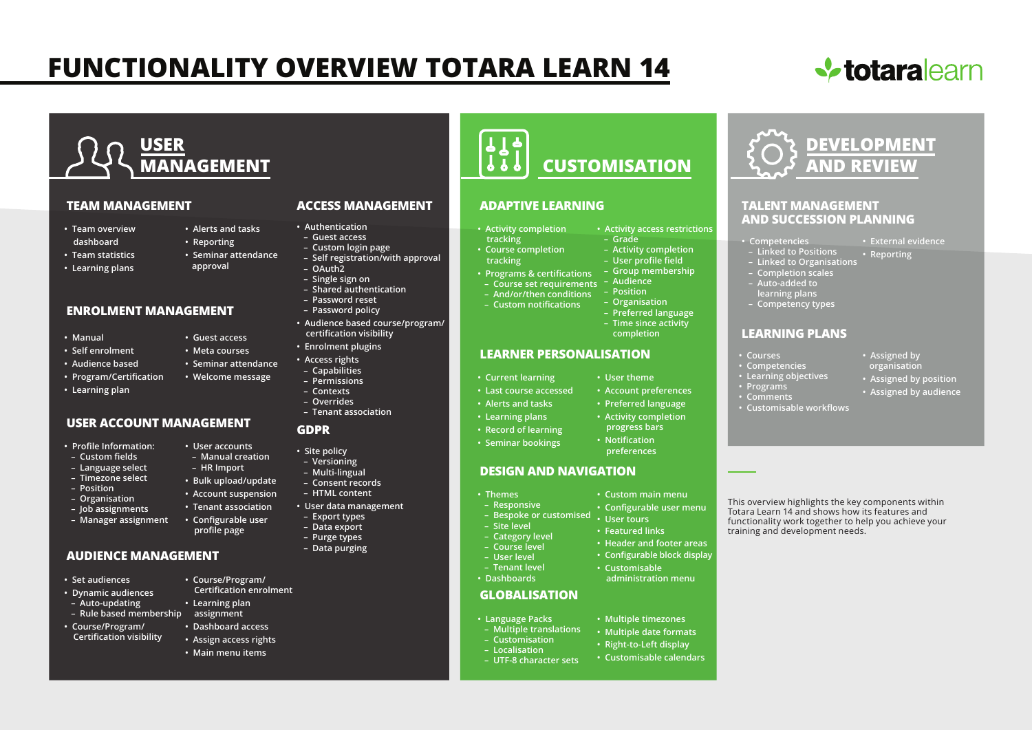# FUNCTIONALITY OVERVIEW TOTARA LEARN 14

totaralearn

## USER MANAGEMENT

### TEAM MANAGEMENT

- Team overview dashboard
- Team statistics
- Learning plans
- Alerts and tasks
- Reporting
- Seminar attendance approval

### ENROLMENT MANAGEMENT

- Manual
- Self enrolment
- Audience based
- Program/Certification
- Learning plan
- Guest access
- Meta courses
- Seminar attendance
- Welcome message

### USER ACCOUNT MANAGEMENT

- Profile Information:
  - Custom fields
  - Language select
  - Timezone select
  - Position
  - Organisation
  - Job assignments
  - Manager assignment
- User accounts
  - Manual creation
  - HR Import
- Bulk upload/update
- Account suspension
- Tenant association
- Configurable user profile page

### AUDIENCE MANAGEMENT

- Set audiences
- Dynamic audiences
  - Auto-updating
  - Rule based membership
- Course/Program/Certification visibility
- Course/Program/Certification enrolment
- Learning plan assignment
- Dashboard access
- Assign access rights
- Main menu items

### ACCESS MANAGEMENT

- Authentication
  - Guest access
  - Custom login page
  - Self registration/with approval
  - OAuth2
  - Single sign on
  - Shared authentication
  - Password reset
  - Password policy
- Audience based course/program/certification visibility
- Enrolment plugins
- Access rights
  - Capabilities
  - Permissions
  - Contexts
  - Overrides
  - Tenant association

### GDPR

- Site policy
  - Versioning
  - Multi-lingual
  - Consent records
  - HTML content
- User data management
  - Export types
  - Data export
  - Purge types
  - Data purging

## CUSTOMISATION

### ADAPTIVE LEARNING

- Activity completion tracking
- Course completion tracking
- Programs & certifications
  - Course set requirements
  - And/or/then conditions
  - Custom notifications
- Activity access restrictions
  - Grade
  - Activity completion
  - User profile field
  - Group membership
  - Audience
  - Position
  - Organisation
  - Preferred language
  - Time since activity completion

### LEARNER PERSONALISATION

- Current learning
- Last course accessed
- Alerts and tasks
- Learning plans
- Record of learning
- Seminar bookings
- User theme
- Account preferences
- Preferred language
- Activity completion progress bars
- Notification preferences

### DESIGN AND NAVIGATION

- Themes
  - Responsive
  - Bespoke or customised
  - Site level
  - Category level
  - Course level
  - User level
  - Tenant level
- Dashboards
- Custom main menu
- Configurable user menu
- User tours
- Featured links
- Header and footer areas
- Configurable block display
- Customisable administration menu

### GLOBALISATION

- Language Packs
  - Multiple translations
  - Customisation
  - Localisation
  - UTF-8 character sets
- Multiple timezones
- Multiple date formats
- Right-to-Left display
- Customisable calendars

## DEVELOPMENT AND REVIEW

### TALENT MANAGEMENT AND SUCCESSION PLANNING

- Competencies
  - Linked to Positions
  - Linked to Organisations
  - Completion scales
  - Auto-added to learning plans
  - Competency types
- External evidence
- Reporting

### LEARNING PLANS

- Courses
- Competencies
- Learning objectives
- Programs
- Comments
- Customisable workflows
- Assigned by organisation
- Assigned by position
- Assigned by audience

This overview highlights the key components within Totara Learn 14 and shows how its features and functionality work together to help you achieve your training and development needs.